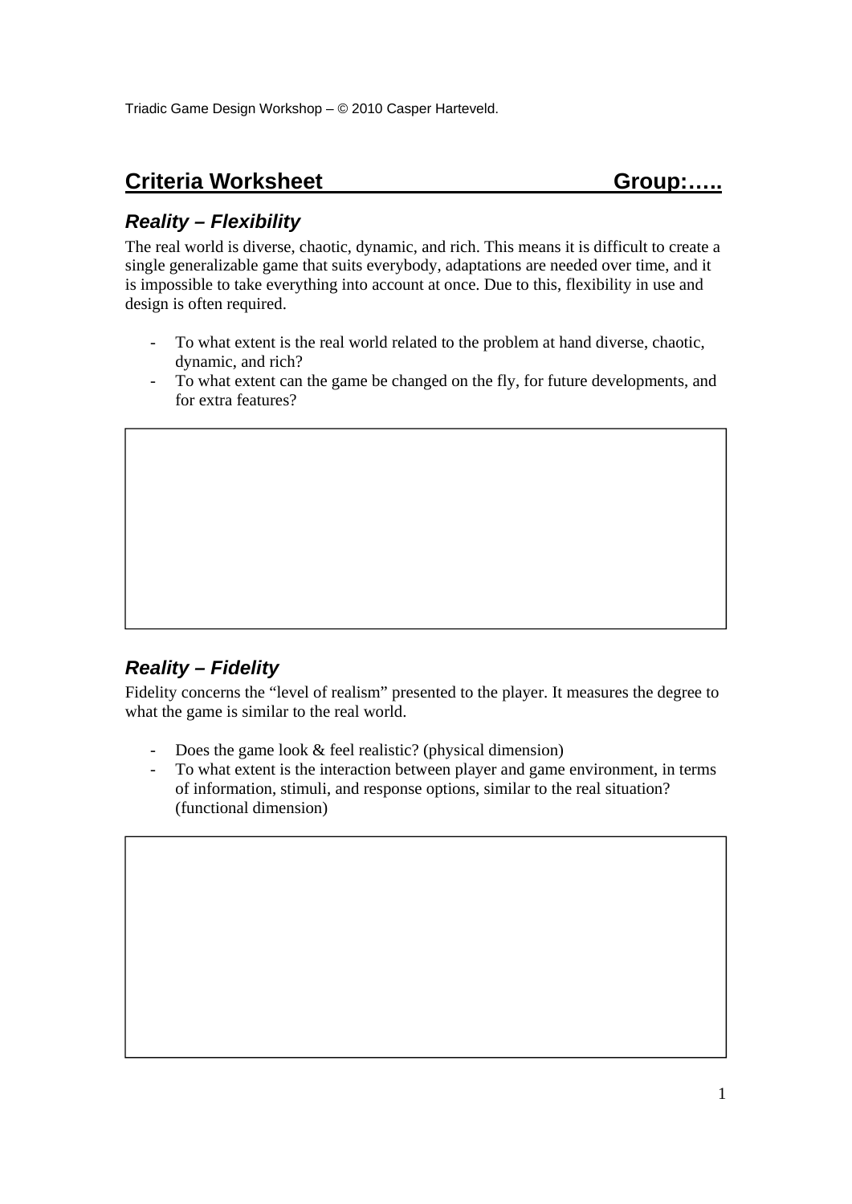Triadic Game Design Workshop – © 2010 Casper Harteveld.

# Criteria Worksheet Group:…..

## *Reality – Flexibility*

The real world is diverse, chaotic, dynamic, and rich. This means it is difficult to create a single generalizable game that suits everybody, adaptations are needed over time, and it is impossible to take everything into account at once. Due to this, flexibility in use and design is often required.

- To what extent is the real world related to the problem at hand diverse, chaotic, dynamic, and rich?
- To what extent can the game be changed on the fly, for future developments, and for extra features?

## *Reality – Fidelity*

Fidelity concerns the "level of realism" presented to the player. It measures the degree to what the game is similar to the real world.

- Does the game look & feel realistic? (physical dimension)
- To what extent is the interaction between player and game environment, in terms of information, stimuli, and response options, similar to the real situation? (functional dimension)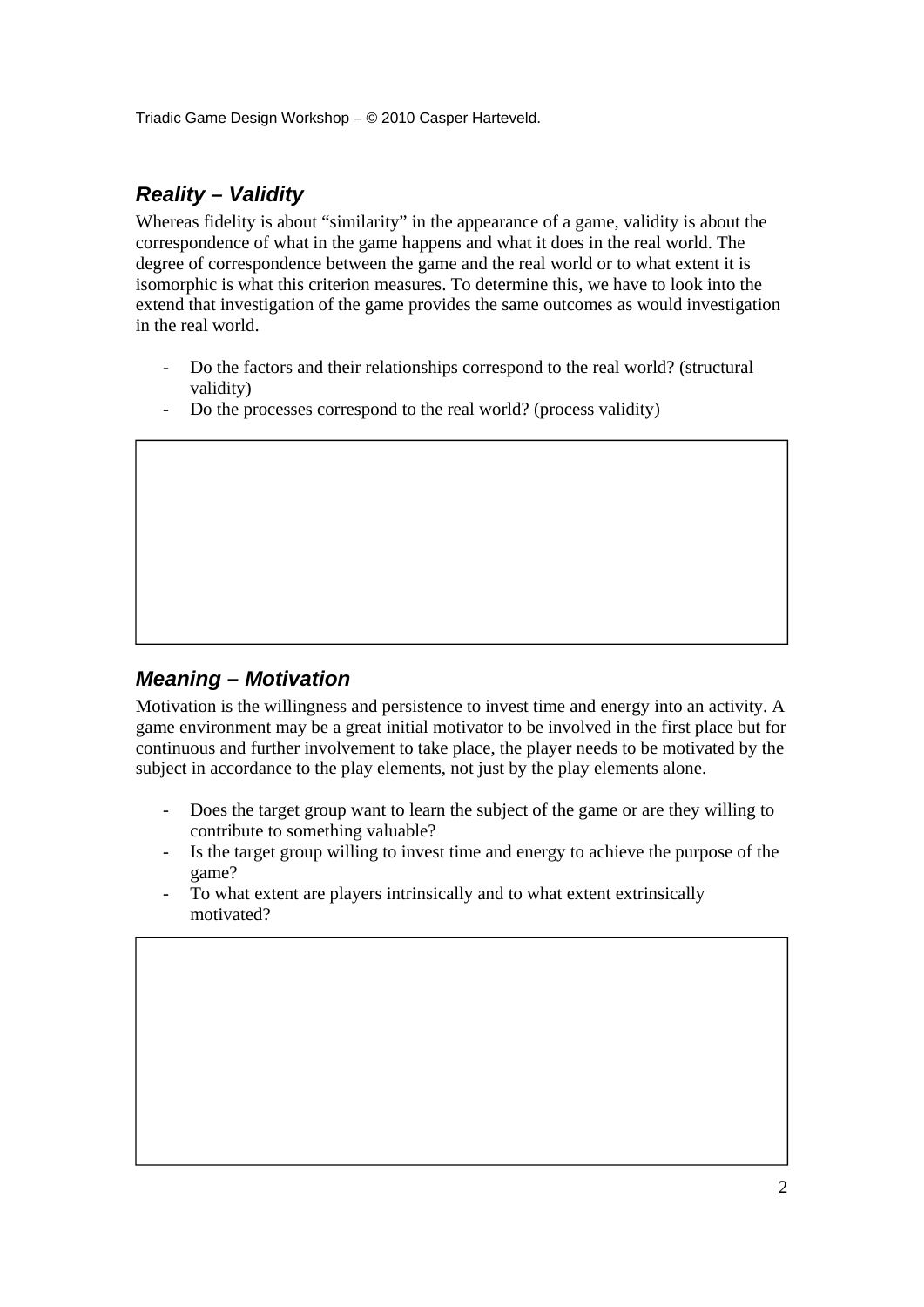## *Reality – Validity*

Whereas fidelity is about "similarity" in the appearance of a game, validity is about the correspondence of what in the game happens and what it does in the real world. The degree of correspondence between the game and the real world or to what extent it is isomorphic is what this criterion measures. To determine this, we have to look into the extend that investigation of the game provides the same outcomes as would investigation in the real world.

- Do the factors and their relationships correspond to the real world? (structural validity)
- Do the processes correspond to the real world? (process validity)

## *Meaning – Motivation*

Motivation is the willingness and persistence to invest time and energy into an activity. A game environment may be a great initial motivator to be involved in the first place but for continuous and further involvement to take place, the player needs to be motivated by the subject in accordance to the play elements, not just by the play elements alone.

- Does the target group want to learn the subject of the game or are they willing to contribute to something valuable?
- Is the target group willing to invest time and energy to achieve the purpose of the game?
- To what extent are players intrinsically and to what extent extrinsically motivated?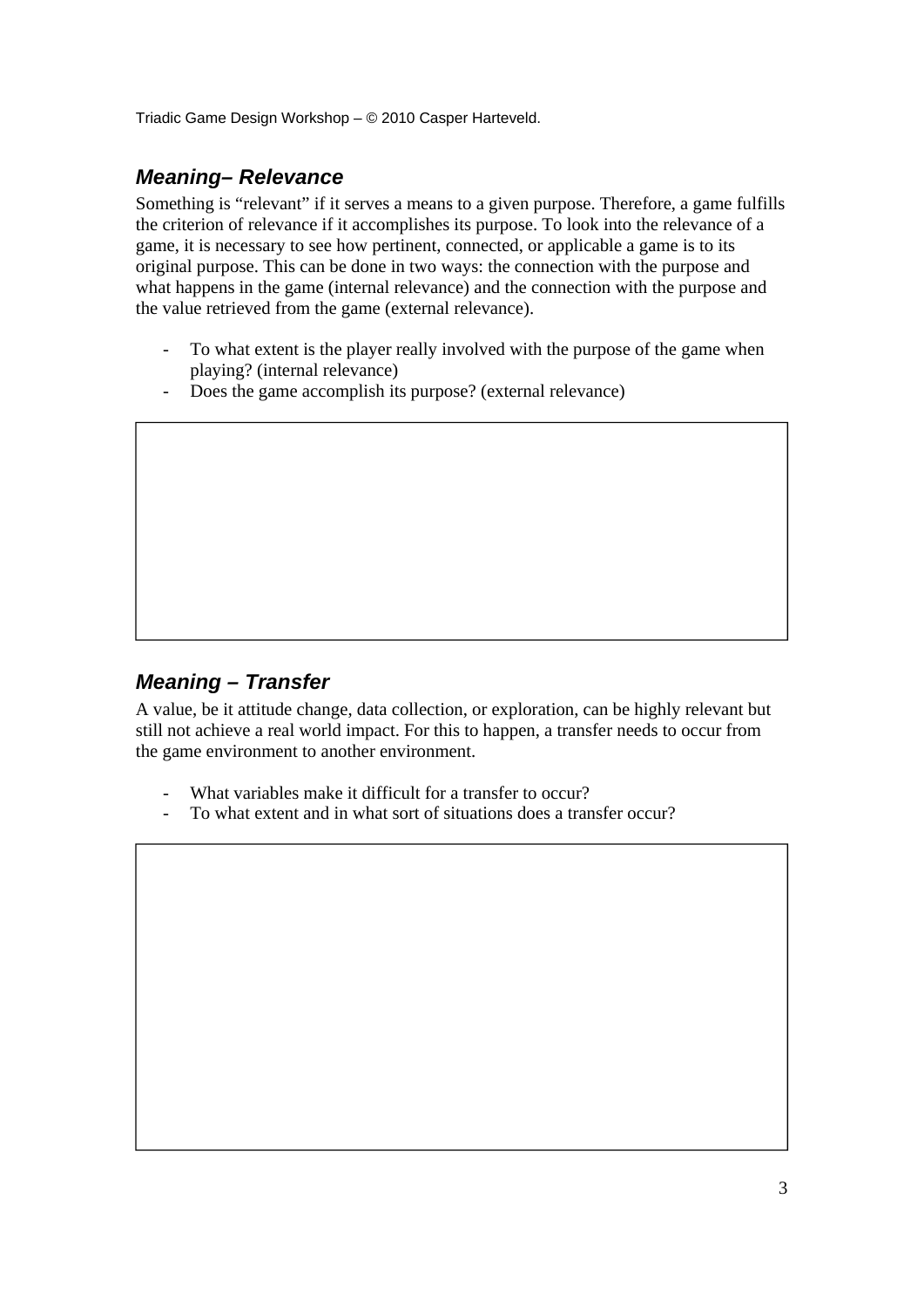## *Meaning– Relevance*

Something is "relevant" if it serves a means to a given purpose. Therefore, a game fulfills the criterion of relevance if it accomplishes its purpose. To look into the relevance of a game, it is necessary to see how pertinent, connected, or applicable a game is to its original purpose. This can be done in two ways: the connection with the purpose and what happens in the game (internal relevance) and the connection with the purpose and the value retrieved from the game (external relevance).

- To what extent is the player really involved with the purpose of the game when playing? (internal relevance)
- Does the game accomplish its purpose? (external relevance)

## *Meaning – Transfer*

A value, be it attitude change, data collection, or exploration, can be highly relevant but still not achieve a real world impact. For this to happen, a transfer needs to occur from the game environment to another environment.

- What variables make it difficult for a transfer to occur?
- To what extent and in what sort of situations does a transfer occur?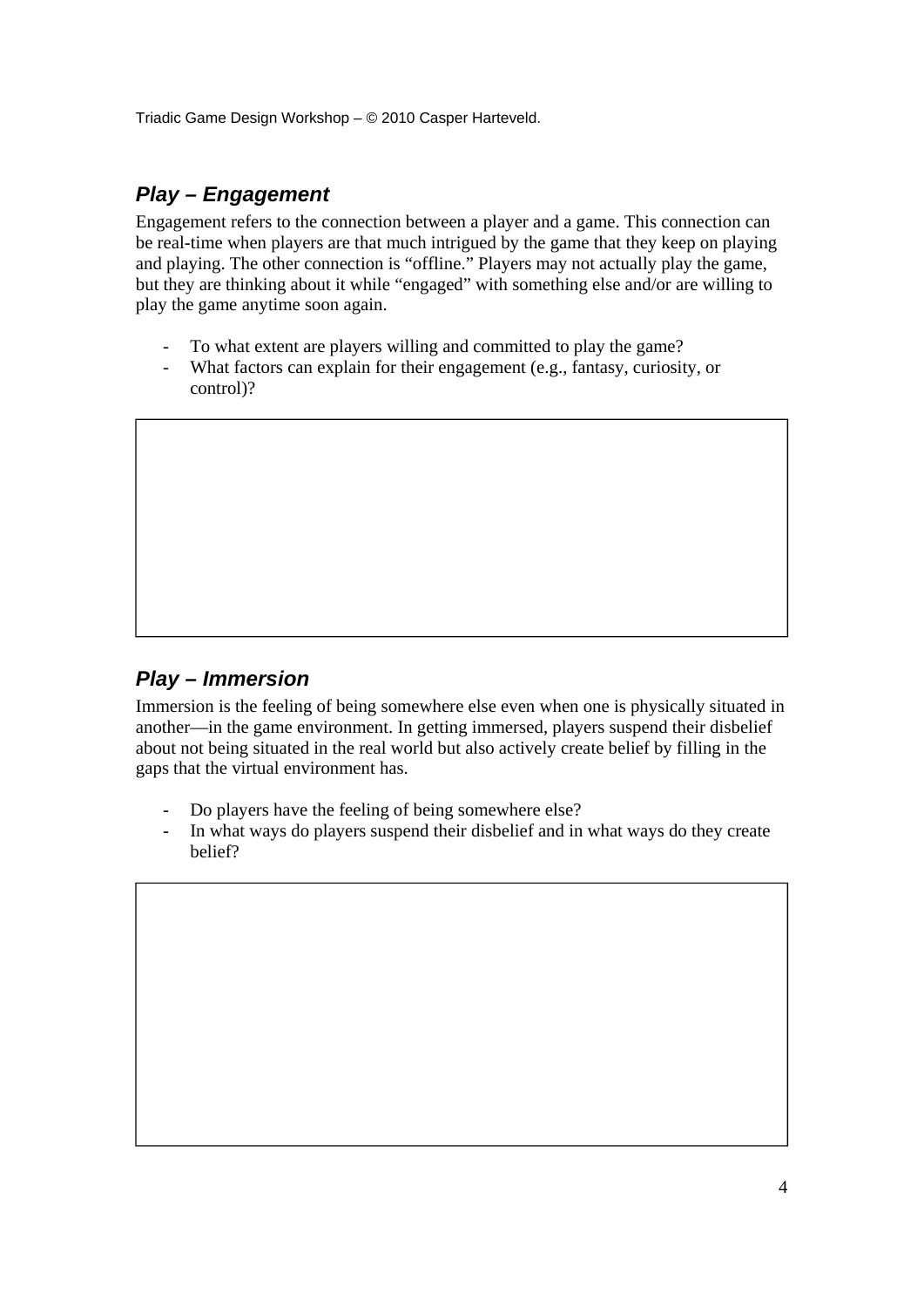## *Play – Engagement*

Engagement refers to the connection between a player and a game. This connection can be real-time when players are that much intrigued by the game that they keep on playing and playing. The other connection is "offline." Players may not actually play the game, but they are thinking about it while "engaged" with something else and/or are willing to play the game anytime soon again.

- To what extent are players willing and committed to play the game?
- What factors can explain for their engagement (e.g., fantasy, curiosity, or control)?

## *Play – Immersion*

Immersion is the feeling of being somewhere else even when one is physically situated in another—in the game environment. In getting immersed, players suspend their disbelief about not being situated in the real world but also actively create belief by filling in the gaps that the virtual environment has.

- Do players have the feeling of being somewhere else?
- In what ways do players suspend their disbelief and in what ways do they create belief?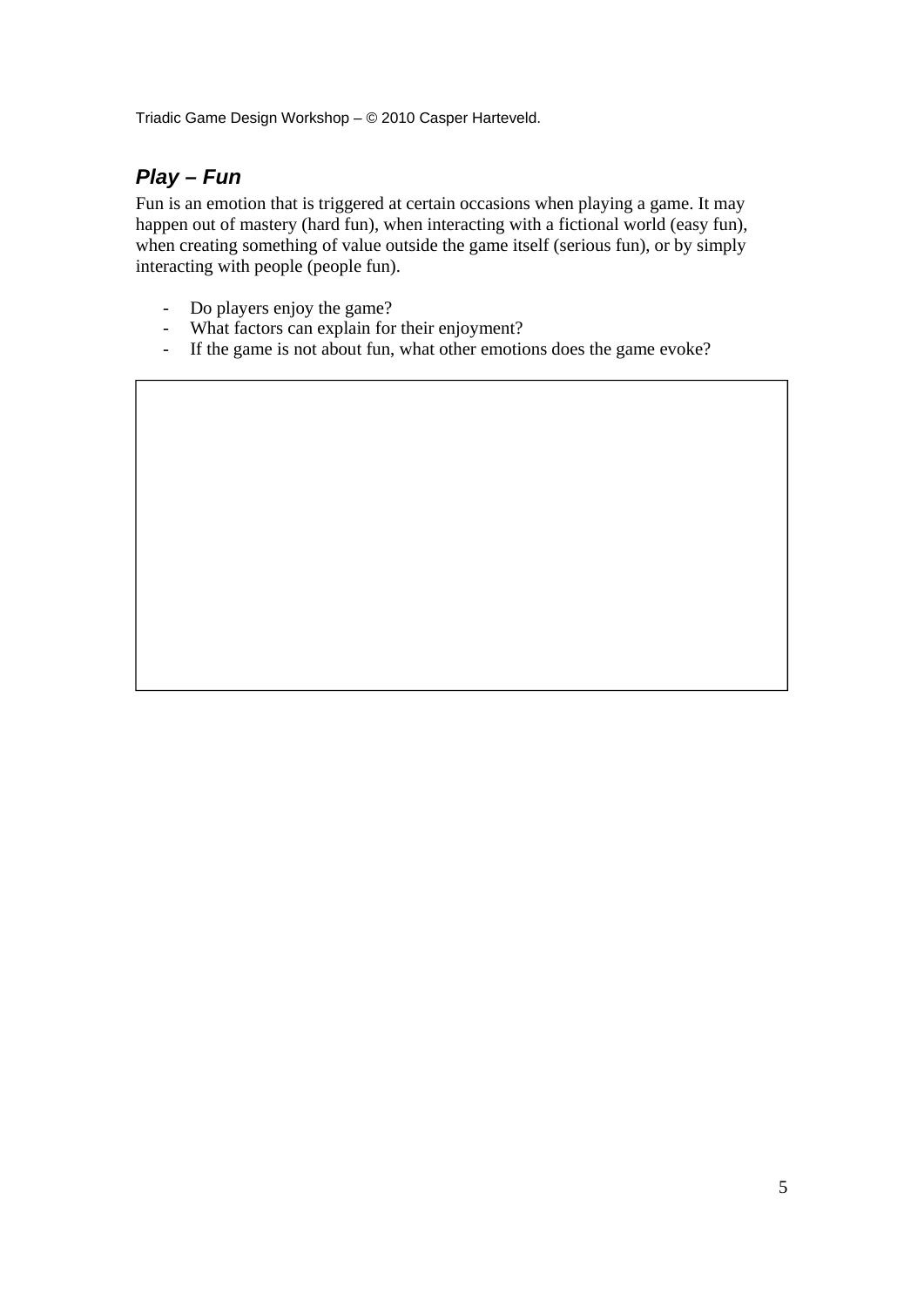## *Play – Fun*

Fun is an emotion that is triggered at certain occasions when playing a game. It may happen out of mastery (hard fun), when interacting with a fictional world (easy fun), when creating something of value outside the game itself (serious fun), or by simply interacting with people (people fun).

- Do players enjoy the game?
- What factors can explain for their enjoyment?
- If the game is not about fun, what other emotions does the game evoke?